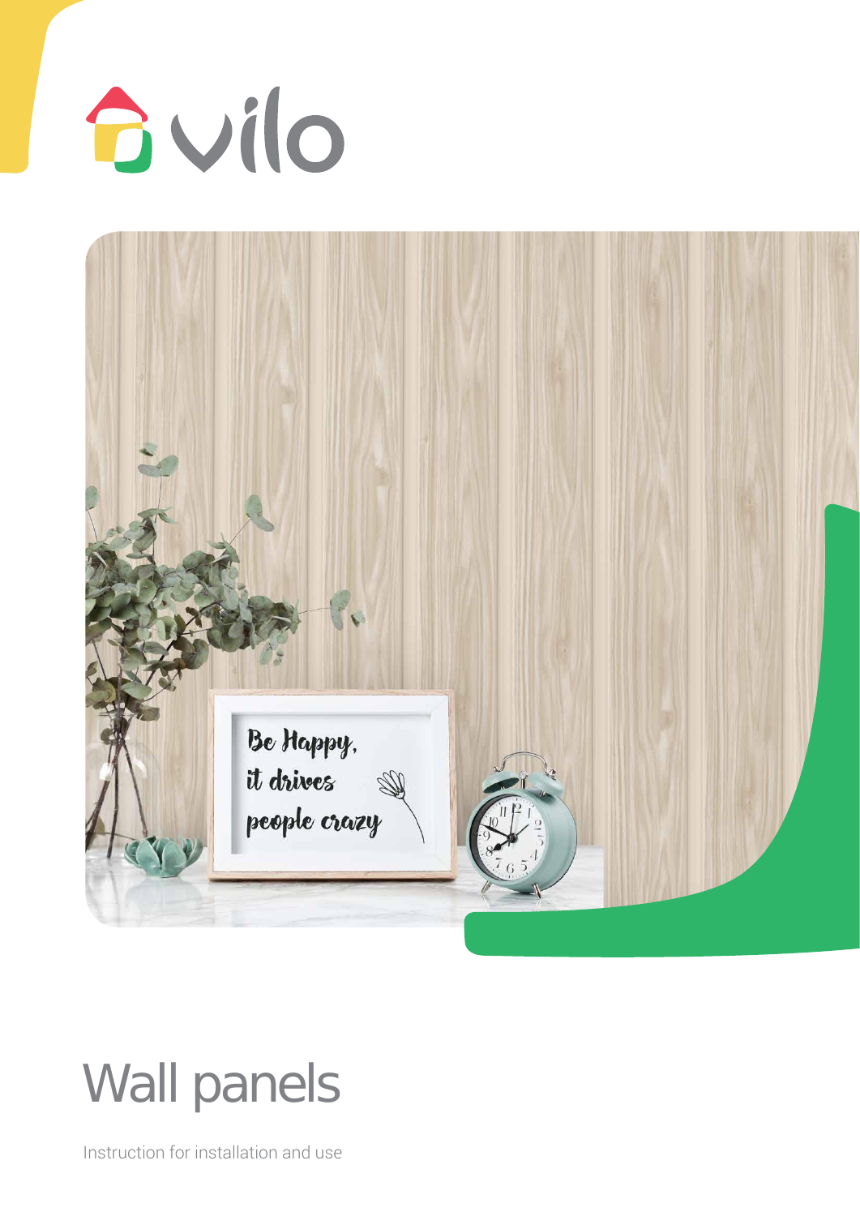vilo

# Wall panels

Instruction for installation and use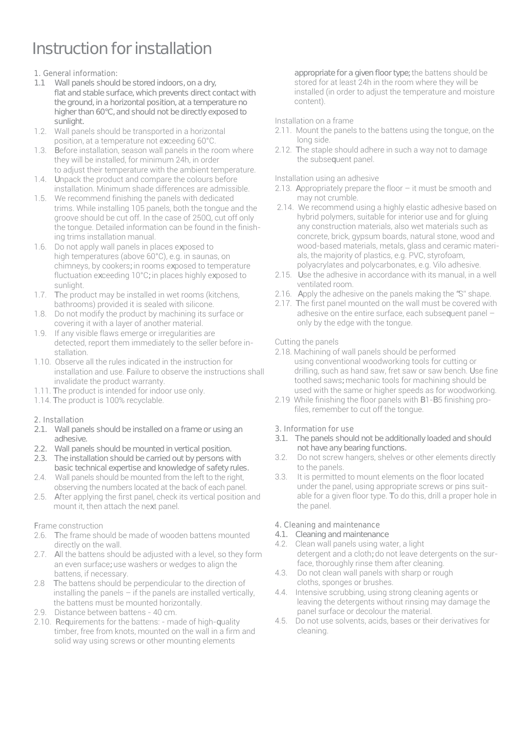# Instruction for installation

1. General information:

1.1 Wall panels should be stored indoors, on a dry, flat and stable surface, which prevents direct contact with the ground, in a horizontal position, at a temperature no higher than 60°C, and should not be directly exposed to sunlight.

1.2. Wall panels should be transported in a horizontal position, at a temperature not exceeding 60°C.

1.3. Before installation, season wall panels in the room where they will be installed, for minimum 24h, in order to adjust their temperature with the ambient temperature.

1.4. Unpack the product and compare the colours before installation. Minimum shade differences are admissible.

1.5. We recommend finishing the panels with dedicated trims. While installing 105 panels, both the tongue and the groove should be cut off. In the case of 250Q, cut off only the tongue. Detailed information can be found in the finishing trims installation manual.

1.6. Do not apply wall panels in places exposed to high temperatures (above 60°C), e.g. in saunas, on chimneys, by cookers; in rooms exposed to temperature fluctuation exceeding 10°C; in places highly exposed to sunlight.

1.7. The product may be installed in wet rooms (kitchens, bathrooms) provided it is sealed with silicone.

1.8. Do not modify the product by machining its surface or covering it with a layer of another material.

1.9. If any visible flaws emerge or irregularities are detected, report them immediately to the seller before installation.

1.10. Observe all the rules indicated in the instruction for installation and use. Failure to observe the instructions shall invalidate the product warranty.

1.11. The product is intended for indoor use only.

1.14. The product is 100% recyclable.

2. Installation

2.1. Wall panels should be installed on a frame or using an adhesive.

2.2. Wall panels should be mounted in vertical position.

2.3. The installation should be carried out by persons with basic technical expertise and knowledge of safety rules.

2.4. Wall panels should be mounted from the left to the right, observing the numbers located at the back of each panel.

2.5. After applying the first panel, check its vertical position and mount it, then attach the next panel.

Frame construction

2.6. The frame should be made of wooden battens mounted directly on the wall.

2.7. All the battens should be adjusted with a level, so they form an even surface; use washers or wedges to align the battens, if necessary.

2.8 The battens should be perpendicular to the direction of installing the panels – if the panels are installed vertically, the battens must be mounted horizontally.

2.9. Distance between battens - 40 cm.

2.10. Requirements for the battens: - made of high-quality timber, free from knots, mounted on the wall in a firm and solid way using screws or other mounting elements appropriate for a given floor type; the battens should be stored for at least 24h in the room where they will be installed (in order to adjust the temperature and moisture content).

Installation on a frame

2.11. Mount the panels to the battens using the tongue, on the long side.

2.12. The staple should adhere in such a way not to damage the subsequent panel.

Installation using an adhesive

2.13. Appropriately prepare the floor – it must be smooth and may not crumble.

2.14. We recommend using a highly elastic adhesive based on hybrid polymers, suitable for interior use and for gluing any construction materials, also wet materials such as concrete, brick, gypsum boards, natural stone, wood and wood-based materials, metals, glass and ceramic materials, the majority of plastics, e.g. PVC, styrofoam, polyacrylates and polycarbonates, e.g. Vilo adhesive.

2.15. Use the adhesive in accordance with its manual, in a well ventilated room.

2.16. Apply the adhesive on the panels making the "S" shape.

2.17. The first panel mounted on the wall must be covered with adhesive on the entire surface, each subsequent panel – only by the edge with the tongue.

Cutting the panels

2.18. Machining of wall panels should be performed using conventional woodworking tools for cutting or drilling, such as hand saw, fret saw or saw bench. Use fine toothed saws; mechanic tools for machining should be used with the same or higher speeds as for woodworking.

2.19 While finishing the floor panels with B1-B5 finishing profiles, remember to cut off the tongue.

3. Information for use

3.1. The panels should not be additionally loaded and should not have any bearing functions.

3.2. Do not screw hangers, shelves or other elements directly to the panels.

3.3. It is permitted to mount elements on the floor located under the panel, using appropriate screws or pins suitable for a given floor type. To do this, drill a proper hole in the panel.

4. Cleaning and maintenance

4.1. Cleaning and maintenance

4.2. Clean wall panels using water, a light detergent and a cloth; do not leave detergents on the surface, thoroughly rinse them after cleaning.

4.3. Do not clean wall panels with sharp or rough cloths, sponges or brushes.

4.4. Intensive scrubbing, using strong cleaning agents or leaving the detergents without rinsing may damage the panel surface or decolour the material.

4.5. Do not use solvents, acids, bases or their derivatives for cleaning.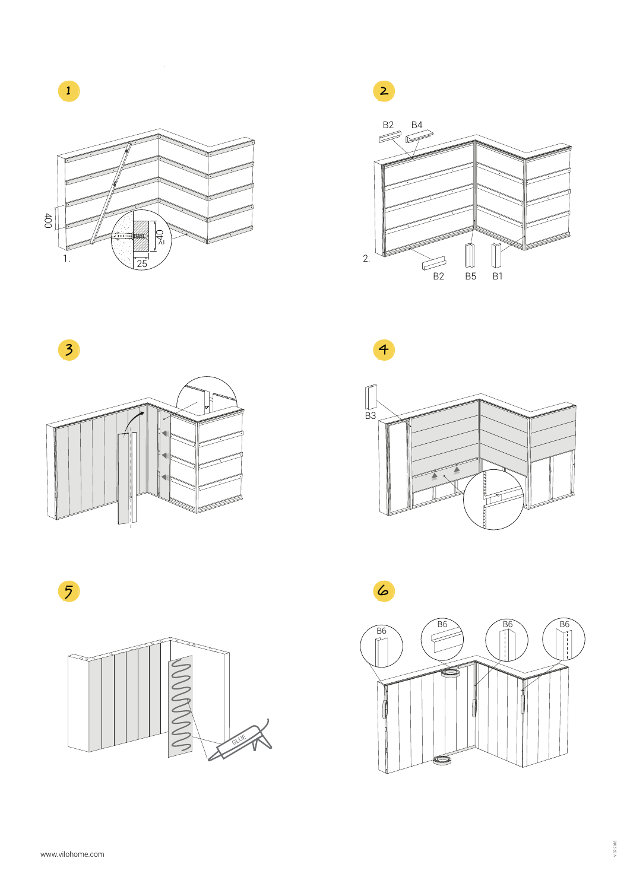1

400

≥40

25

1.

2

B2 B4

2.

B2 B5 B1

3

4

B3

5

GLUE

6

B6 B6 B6 B6

www.vilohome.com